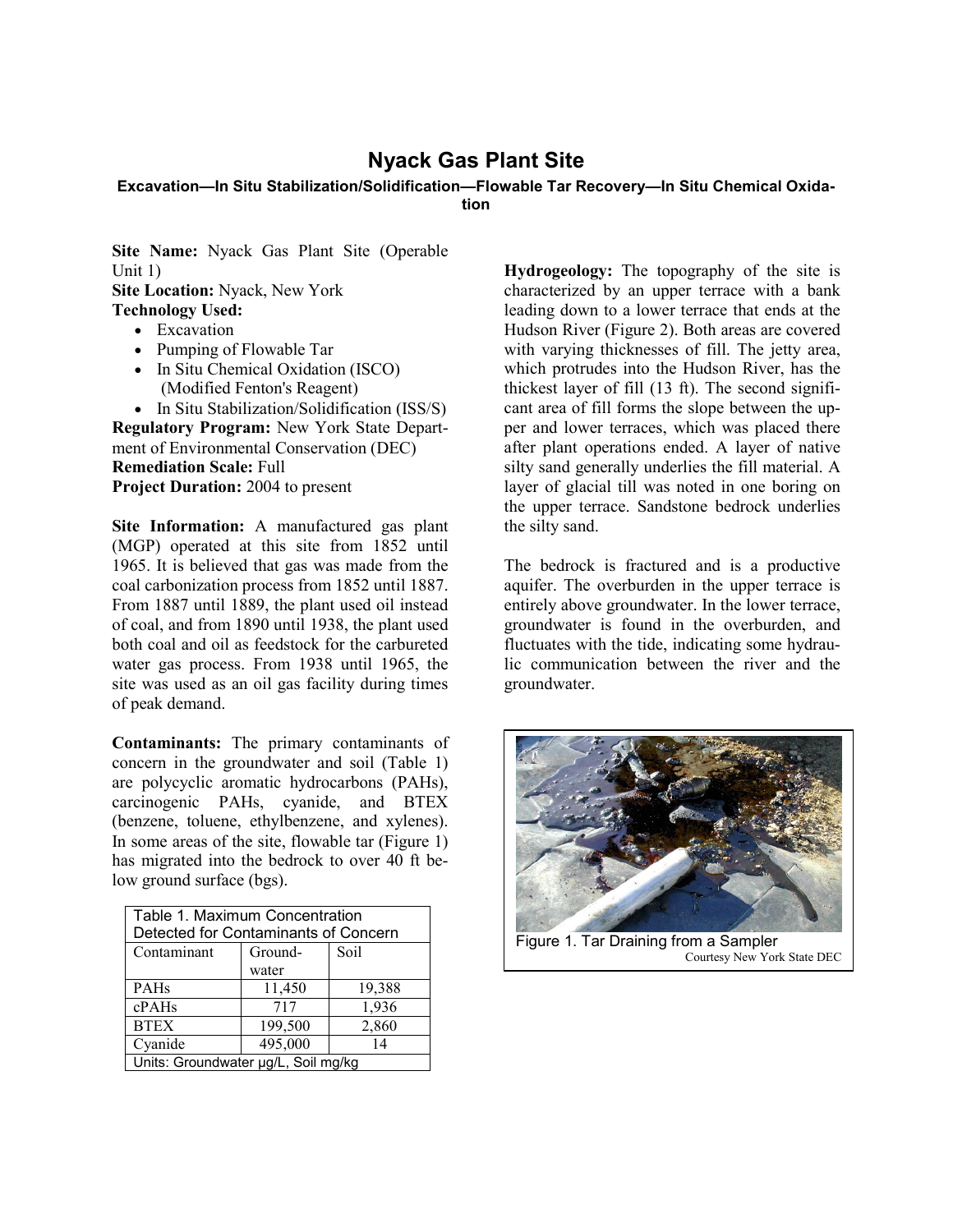# Nyack Gas Plant Site

### Excavation—In Situ Stabilization/Solidification—Flowable Tar Recovery—In Situ Chemical Oxidation

**Site Name:** Nyack Gas Plant Site (Operable Unit 1)
**Site Location:** Nyack, New York
**Technology Used:**

- Excavation
- Pumping of Flowable Tar
- In Situ Chemical Oxidation (ISCO) (Modified Fenton's Reagent)
- In Situ Stabilization/Solidification (ISS/S)

**Regulatory Program:** New York State Department of Environmental Conservation (DEC)
**Remediation Scale:** Full
**Project Duration:** 2004 to present

**Site Information:** A manufactured gas plant (MGP) operated at this site from 1852 until 1965. It is believed that gas was made from the coal carbonization process from 1852 until 1887. From 1887 until 1889, the plant used oil instead of coal, and from 1890 until 1938, the plant used both coal and oil as feedstock for the carbureted water gas process. From 1938 until 1965, the site was used as an oil gas facility during times of peak demand.

**Contaminants:** The primary contaminants of concern in the groundwater and soil (Table 1) are polycyclic aromatic hydrocarbons (PAHs), carcinogenic PAHs, cyanide, and BTEX (benzene, toluene, ethylbenzene, and xylenes). In some areas of the site, flowable tar (Figure 1) has migrated into the bedrock to over 40 ft below ground surface (bgs).

Table 1. Maximum Concentration Detected for Contaminants of Concern

| Contaminant | Groundwater | Soil |
|---|---|---|
| PAHs | 11,450 | 19,388 |
| cPAHs | 717 | 1,936 |
| BTEX | 199,500 | 2,860 |
| Cyanide | 495,000 | 14 |

Units: Groundwater µg/L, Soil mg/kg

**Hydrogeology:** The topography of the site is characterized by an upper terrace with a bank leading down to a lower terrace that ends at the Hudson River (Figure 2). Both areas are covered with varying thicknesses of fill. The jetty area, which protrudes into the Hudson River, has the thickest layer of fill (13 ft). The second significant area of fill forms the slope between the upper and lower terraces, which was placed there after plant operations ended. A layer of native silty sand generally underlies the fill material. A layer of glacial till was noted in one boring on the upper terrace. Sandstone bedrock underlies the silty sand.

The bedrock is fractured and is a productive aquifer. The overburden in the upper terrace is entirely above groundwater. In the lower terrace, groundwater is found in the overburden, and fluctuates with the tide, indicating some hydraulic communication between the river and the groundwater.

Figure 1. Tar Draining from a Sampler
Courtesy New York State DEC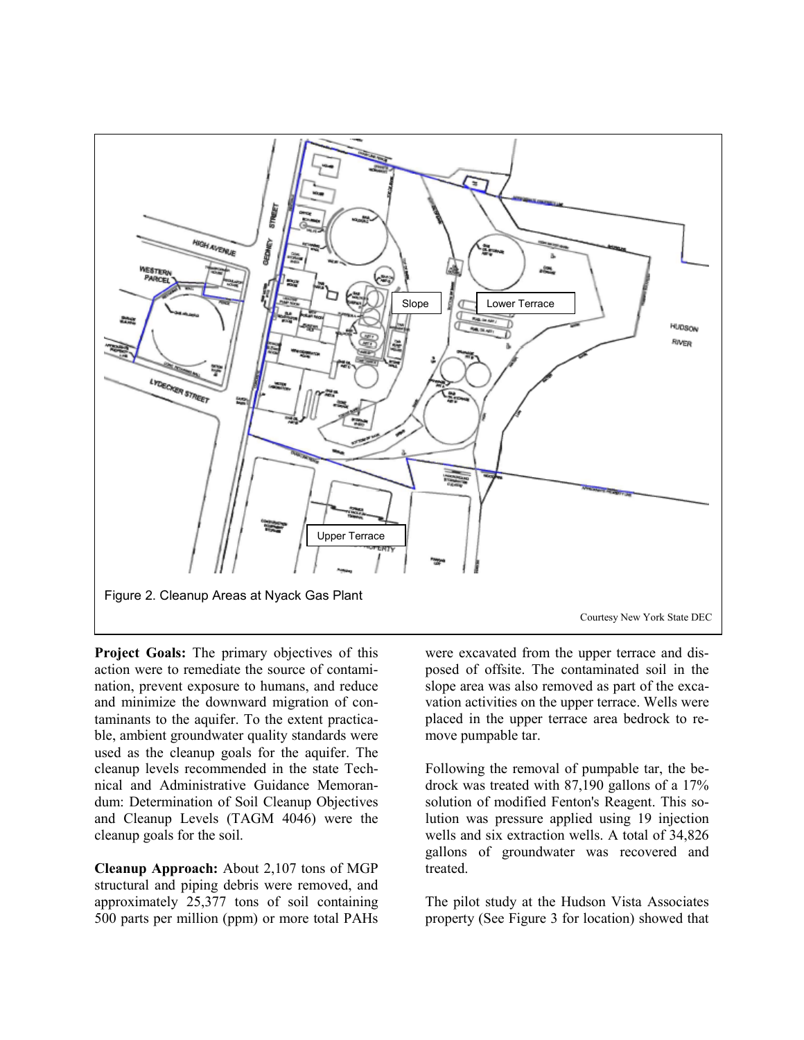Figure 2. Cleanup Areas at Nyack Gas Plant

Courtesy New York State DEC

**Project Goals:** The primary objectives of this action were to remediate the source of contamination, prevent exposure to humans, and reduce and minimize the downward migration of contaminants to the aquifer. To the extent practicable, ambient groundwater quality standards were used as the cleanup goals for the aquifer. The cleanup levels recommended in the state Technical and Administrative Guidance Memorandum: Determination of Soil Cleanup Objectives and Cleanup Levels (TAGM 4046) were the cleanup goals for the soil.

**Cleanup Approach:** About 2,107 tons of MGP structural and piping debris were removed, and approximately 25,377 tons of soil containing 500 parts per million (ppm) or more total PAHs were excavated from the upper terrace and disposed of offsite. The contaminated soil in the slope area was also removed as part of the excavation activities on the upper terrace. Wells were placed in the upper terrace area bedrock to remove pumpable tar.

Following the removal of pumpable tar, the bedrock was treated with 87,190 gallons of a 17% solution of modified Fenton's Reagent. This solution was pressure applied using 19 injection wells and six extraction wells. A total of 34,826 gallons of groundwater was recovered and treated.

The pilot study at the Hudson Vista Associates property (See Figure 3 for location) showed that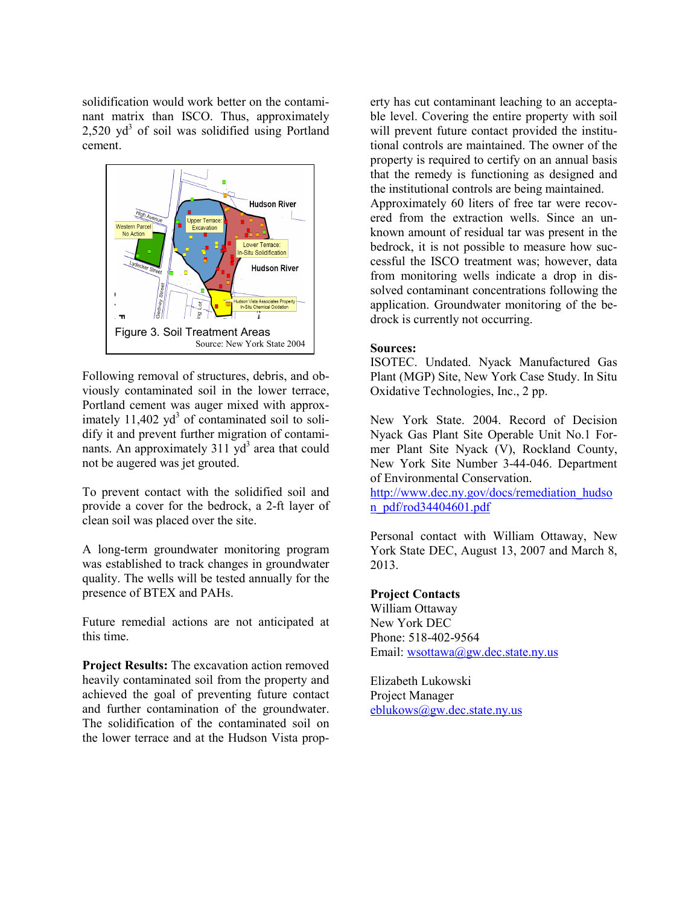solidification would work better on the contaminant matrix than ISCO. Thus, approximately 2,520 $yd^3$ of soil was solidified using Portland cement.

Hudson River

Upper Terrace: Excavation

Western Parcel No Action

High Avenue

Lower Terrace: In-Situ Solidification

Hudson River

Lydecker Street

Gedney Street

Hudson Vista Associates Property In-Situ Chemical Oxidation

Figure 3. Soil Treatment Areas

Source: New York State 2004

Following removal of structures, debris, and obviously contaminated soil in the lower terrace, Portland cement was auger mixed with approximately 11,402 $yd^3$ of contaminated soil to solidify it and prevent further migration of contaminants. An approximately 311 $yd^3$ area that could not be augered was jet grouted.

To prevent contact with the solidified soil and provide a cover for the bedrock, a 2-ft layer of clean soil was placed over the site.

A long-term groundwater monitoring program was established to track changes in groundwater quality. The wells will be tested annually for the presence of BTEX and PAHs.

Future remedial actions are not anticipated at this time.

**Project Results:** The excavation action removed heavily contaminated soil from the property and achieved the goal of preventing future contact and further contamination of the groundwater. The solidification of the contaminated soil on the lower terrace and at the Hudson Vista property has cut contaminant leaching to an acceptable level. Covering the entire property with soil will prevent future contact provided the institutional controls are maintained. The owner of the property is required to certify on an annual basis that the remedy is functioning as designed and the institutional controls are being maintained. Approximately 60 liters of free tar were recovered from the extraction wells. Since an unknown amount of residual tar was present in the bedrock, it is not possible to measure how successful the ISCO treatment was; however, data from monitoring wells indicate a drop in dissolved contaminant concentrations following the application. Groundwater monitoring of the bedrock is currently not occurring.

**Sources:**

ISOTEC. Undated. Nyack Manufactured Gas Plant (MGP) Site, New York Case Study. In Situ Oxidative Technologies, Inc., 2 pp.

New York State. 2004. Record of Decision Nyack Gas Plant Site Operable Unit No.1 Former Plant Site Nyack (V), Rockland County, New York Site Number 3-44-046. Department of Environmental Conservation. http://www.dec.ny.gov/docs/remediation_hudson_pdf/rod34404601.pdf

Personal contact with William Ottaway, New York State DEC, August 13, 2007 and March 8, 2013.

**Project Contacts**

William Ottaway
New York DEC
Phone: 518-402-9564
Email: wsottawa@gw.dec.state.ny.us

Elizabeth Lukowski
Project Manager
eblukows@gw.dec.state.ny.us